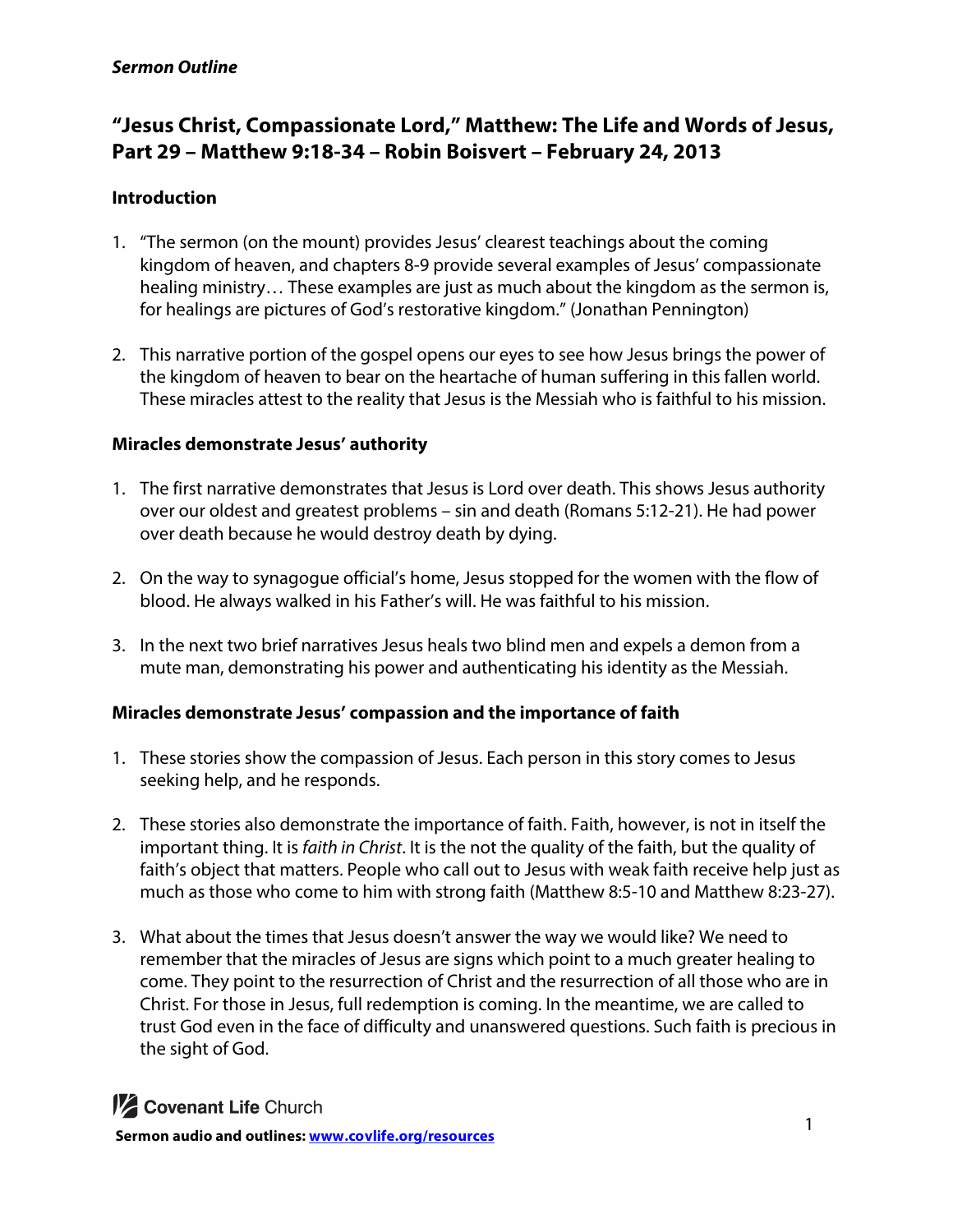***Sermon Outline***

## "Jesus Christ, Compassionate Lord," Matthew: The Life and Words of Jesus, Part 29 – Matthew 9:18-34 – Robin Boisvert – February 24, 2013

### Introduction

1. "The sermon (on the mount) provides Jesus' clearest teachings about the coming kingdom of heaven, and chapters 8-9 provide several examples of Jesus' compassionate healing ministry… These examples are just as much about the kingdom as the sermon is, for healings are pictures of God's restorative kingdom." (Jonathan Pennington)

2. This narrative portion of the gospel opens our eyes to see how Jesus brings the power of the kingdom of heaven to bear on the heartache of human suffering in this fallen world. These miracles attest to the reality that Jesus is the Messiah who is faithful to his mission.

### Miracles demonstrate Jesus' authority

1. The first narrative demonstrates that Jesus is Lord over death. This shows Jesus authority over our oldest and greatest problems – sin and death (Romans 5:12-21). He had power over death because he would destroy death by dying.

2. On the way to synagogue official's home, Jesus stopped for the women with the flow of blood. He always walked in his Father's will. He was faithful to his mission.

3. In the next two brief narratives Jesus heals two blind men and expels a demon from a mute man, demonstrating his power and authenticating his identity as the Messiah.

### Miracles demonstrate Jesus' compassion and the importance of faith

1. These stories show the compassion of Jesus. Each person in this story comes to Jesus seeking help, and he responds.

2. These stories also demonstrate the importance of faith. Faith, however, is not in itself the important thing. It is *faith in Christ*. It is the not the quality of the faith, but the quality of faith's object that matters. People who call out to Jesus with weak faith receive help just as much as those who come to him with strong faith (Matthew 8:5-10 and Matthew 8:23-27).

3. What about the times that Jesus doesn't answer the way we would like? We need to remember that the miracles of Jesus are signs which point to a much greater healing to come. They point to the resurrection of Christ and the resurrection of all those who are in Christ. For those in Jesus, full redemption is coming. In the meantime, we are called to trust God even in the face of difficulty and unanswered questions. Such faith is precious in the sight of God.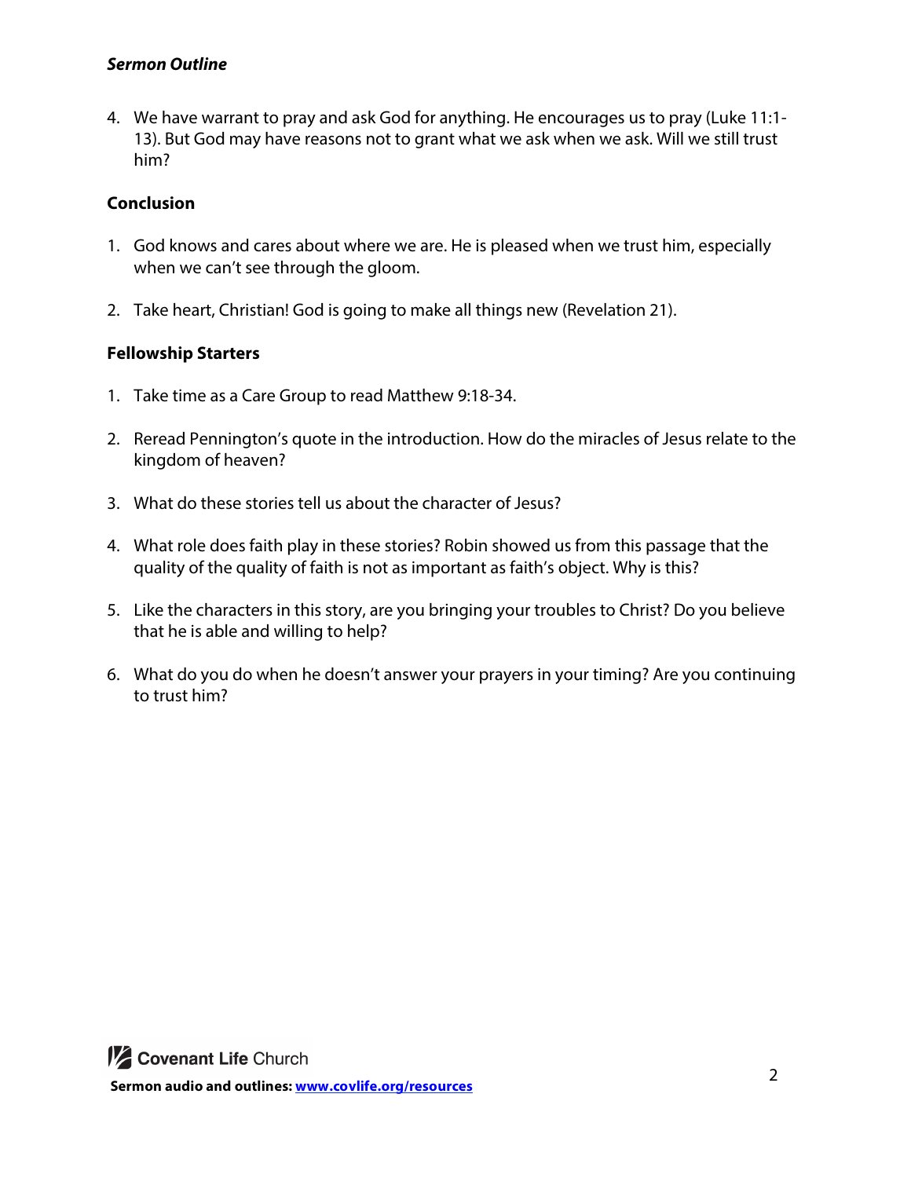4. We have warrant to pray and ask God for anything. He encourages us to pray (Luke 11:1-13). But God may have reasons not to grant what we ask when we ask. Will we still trust him?

**Conclusion**

1. God knows and cares about where we are. He is pleased when we trust him, especially when we can't see through the gloom.

2. Take heart, Christian! God is going to make all things new (Revelation 21).

**Fellowship Starters**

1. Take time as a Care Group to read Matthew 9:18-34.

2. Reread Pennington's quote in the introduction. How do the miracles of Jesus relate to the kingdom of heaven?

3. What do these stories tell us about the character of Jesus?

4. What role does faith play in these stories? Robin showed us from this passage that the quality of the quality of faith is not as important as faith's object. Why is this?

5. Like the characters in this story, are you bringing your troubles to Christ? Do you believe that he is able and willing to help?

6. What do you do when he doesn't answer your prayers in your timing? Are you continuing to trust him?

Covenant Life Church

**Sermon audio and outlines: [www.covlife.org/resources](http://www.covlife.org/resources)**